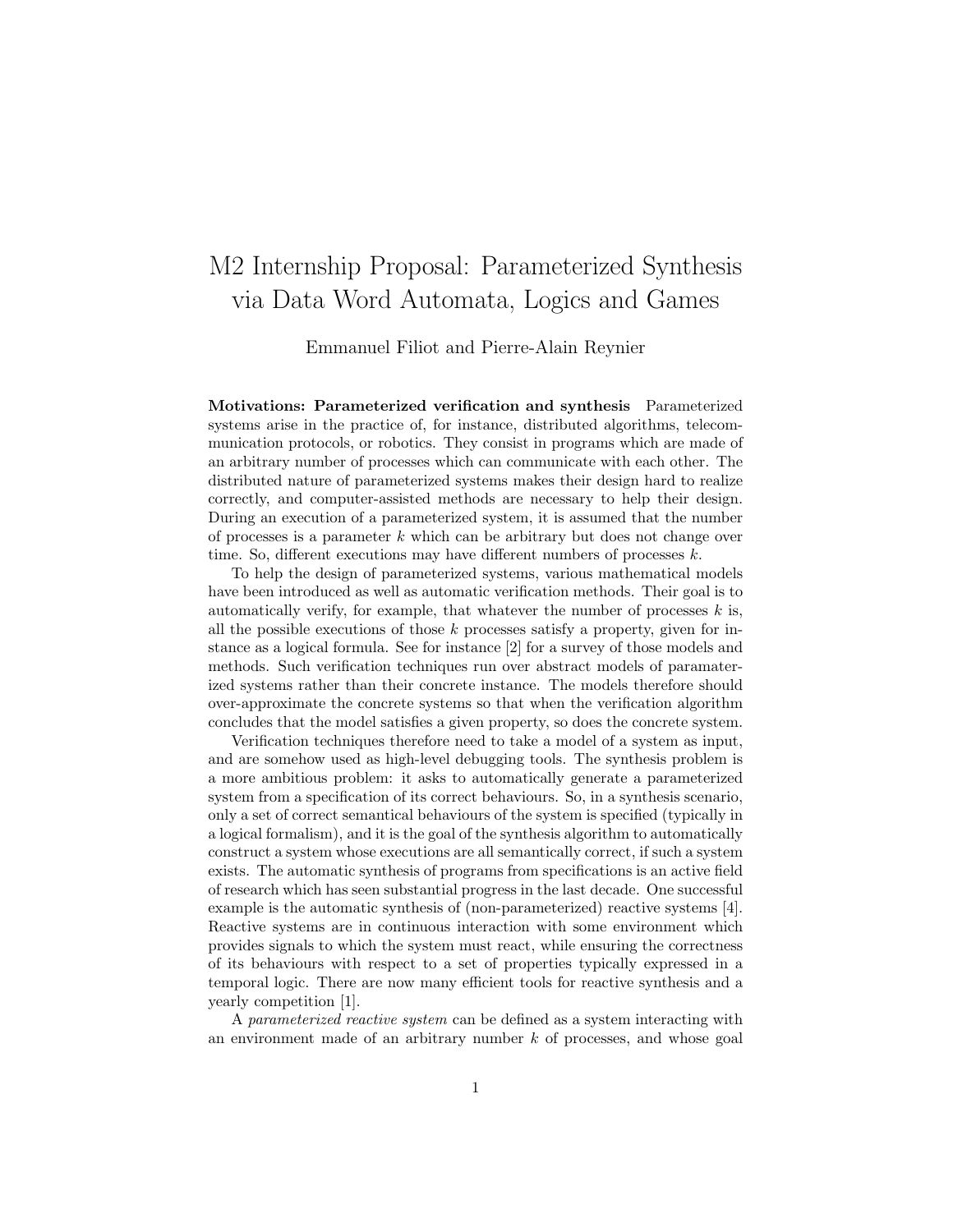# M2 Internship Proposal: Parameterized Synthesis via Data Word Automata, Logics and Games

Emmanuel Filiot and Pierre-Alain Reynier

**Motivations: Parameterized verification and synthesis** Parameterized systems arise in the practice of, for instance, distributed algorithms, telecommunication protocols, or robotics. They consist in programs which are made of an arbitrary number of processes which can communicate with each other. The distributed nature of parameterized systems makes their design hard to realize correctly, and computer-assisted methods are necessary to help their design. During an execution of a parameterized system, it is assumed that the number of processes is a parameter $k$ which can be arbitrary but does not change over time. So, different executions may have different numbers of processes $k$.

To help the design of parameterized systems, various mathematical models have been introduced as well as automatic verification methods. Their goal is to automatically verify, for example, that whatever the number of processes $k$ is, all the possible executions of those $k$ processes satisfy a property, given for instance as a logical formula. See for instance [2] for a survey of those models and methods. Such verification techniques run over abstract models of paramaterized systems rather than their concrete instance. The models therefore should over-approximate the concrete systems so that when the verification algorithm concludes that the model satisfies a given property, so does the concrete system.

Verification techniques therefore need to take a model of a system as input, and are somehow used as high-level debugging tools. The synthesis problem is a more ambitious problem: it asks to automatically generate a parameterized system from a specification of its correct behaviours. So, in a synthesis scenario, only a set of correct semantical behaviours of the system is specified (typically in a logical formalism), and it is the goal of the synthesis algorithm to automatically construct a system whose executions are all semantically correct, if such a system exists. The automatic synthesis of programs from specifications is an active field of research which has seen substantial progress in the last decade. One successful example is the automatic synthesis of (non-parameterized) reactive systems [4]. Reactive systems are in continuous interaction with some environment which provides signals to which the system must react, while ensuring the correctness of its behaviours with respect to a set of properties typically expressed in a temporal logic. There are now many efficient tools for reactive synthesis and a yearly competition [1].

A *parameterized reactive system* can be defined as a system interacting with an environment made of an arbitrary number $k$ of processes, and whose goal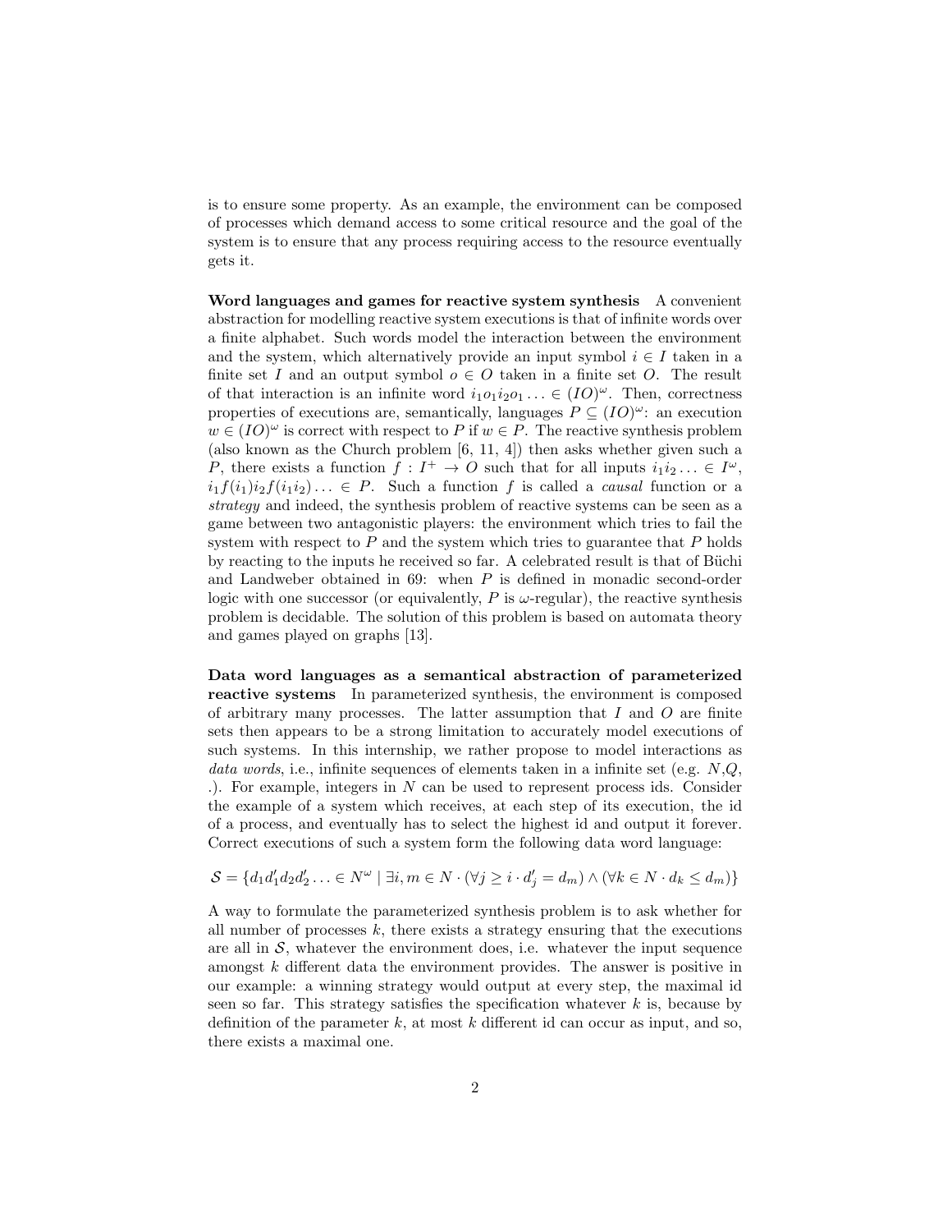is to ensure some property. As an example, the environment can be composed of processes which demand access to some critical resource and the goal of the system is to ensure that any process requiring access to the resource eventually gets it.

**Word languages and games for reactive system synthesis** A convenient abstraction for modelling reactive system executions is that of infinite words over a finite alphabet. Such words model the interaction between the environment and the system, which alternatively provide an input symbol $i \in I$ taken in a finite set $I$ and an output symbol $o \in O$ taken in a finite set $O$. The result of that interaction is an infinite word $i_1 o_1 i_2 o_1 \ldots \in (IO)^\omega$. Then, correctness properties of executions are, semantically, languages $P \subseteq (IO)^\omega$: an execution $w \in (IO)^\omega$ is correct with respect to $P$ if $w \in P$. The reactive synthesis problem (also known as the Church problem [6, 11, 4]) then asks whether given such a $P$, there exists a function $f : I^+ \to O$ such that for all inputs $i_1 i_2 \ldots \in I^\omega$, $i_1 f(i_1) i_2 f(i_1 i_2) \ldots \in P$. Such a function $f$ is called a *causal* function or a *strategy* and indeed, the synthesis problem of reactive systems can be seen as a game between two antagonistic players: the environment which tries to fail the system with respect to $P$ and the system which tries to guarantee that $P$ holds by reacting to the inputs he received so far. A celebrated result is that of Büchi and Landweber obtained in 69: when $P$ is defined in monadic second-order logic with one successor (or equivalently, $P$ is $\omega$-regular), the reactive synthesis problem is decidable. The solution of this problem is based on automata theory and games played on graphs [13].

**Data word languages as a semantical abstraction of parameterized reactive systems** In parameterized synthesis, the environment is composed of arbitrary many processes. The latter assumption that $I$ and $O$ are finite sets then appears to be a strong limitation to accurately model executions of such systems. In this internship, we rather propose to model interactions as *data words*, i.e., infinite sequences of elements taken in a infinite set (e.g. $N$,$Q$, .). For example, integers in $N$ can be used to represent process ids. Consider the example of a system which receives, at each step of its execution, the id of a process, and eventually has to select the highest id and output it forever. Correct executions of such a system form the following data word language:

$$\mathcal{S} = \{d_1 d_1' d_2 d_2' \ldots \in N^\omega \mid \exists i, m \in N \cdot (\forall j \geq i \cdot d_j' = d_m) \wedge (\forall k \in N \cdot d_k \leq d_m)\}$$

A way to formulate the parameterized synthesis problem is to ask whether for all number of processes $k$, there exists a strategy ensuring that the executions are all in $\mathcal{S}$, whatever the environment does, i.e. whatever the input sequence amongst $k$ different data the environment provides. The answer is positive in our example: a winning strategy would output at every step, the maximal id seen so far. This strategy satisfies the specification whatever $k$ is, because by definition of the parameter $k$, at most $k$ different id can occur as input, and so, there exists a maximal one.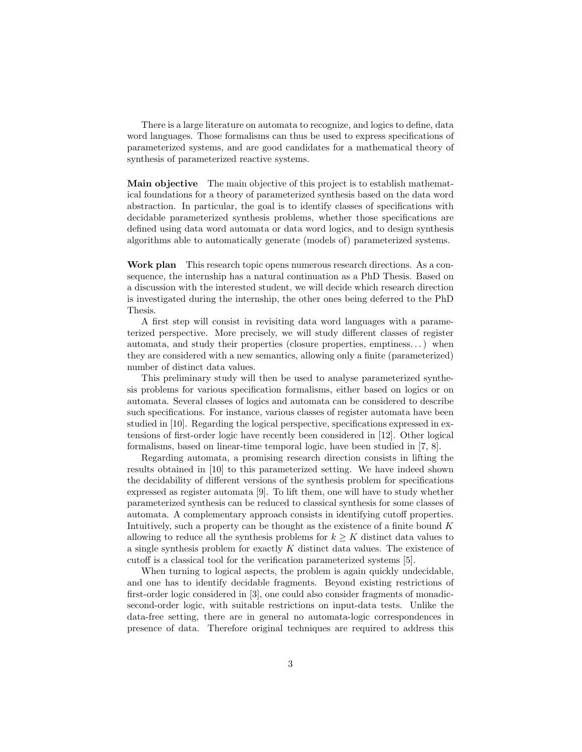There is a large literature on automata to recognize, and logics to define, data word languages. Those formalisms can thus be used to express specifications of parameterized systems, and are good candidates for a mathematical theory of synthesis of parameterized reactive systems.

**Main objective** The main objective of this project is to establish mathematical foundations for a theory of parameterized synthesis based on the data word abstraction. In particular, the goal is to identify classes of specifications with decidable parameterized synthesis problems, whether those specifications are defined using data word automata or data word logics, and to design synthesis algorithms able to automatically generate (models of) parameterized systems.

**Work plan** This research topic opens numerous research directions. As a consequence, the internship has a natural continuation as a PhD Thesis. Based on a discussion with the interested student, we will decide which research direction is investigated during the internship, the other ones being deferred to the PhD Thesis.

A first step will consist in revisiting data word languages with a parameterized perspective. More precisely, we will study different classes of register automata, and study their properties (closure properties, emptiness...) when they are considered with a new semantics, allowing only a finite (parameterized) number of distinct data values.

This preliminary study will then be used to analyse parameterized synthesis problems for various specification formalisms, either based on logics or on automata. Several classes of logics and automata can be considered to describe such specifications. For instance, various classes of register automata have been studied in [10]. Regarding the logical perspective, specifications expressed in extensions of first-order logic have recently been considered in [12]. Other logical formalisms, based on linear-time temporal logic, have been studied in [7, 8].

Regarding automata, a promising research direction consists in lifting the results obtained in [10] to this parameterized setting. We have indeed shown the decidability of different versions of the synthesis problem for specifications expressed as register automata [9]. To lift them, one will have to study whether parameterized synthesis can be reduced to classical synthesis for some classes of automata. A complementary approach consists in identifying cutoff properties. Intuitively, such a property can be thought as the existence of a finite bound $K$ allowing to reduce all the synthesis problems for $k \geq K$ distinct data values to a single synthesis problem for exactly $K$ distinct data values. The existence of cutoff is a classical tool for the verification parameterized systems [5].

When turning to logical aspects, the problem is again quickly undecidable, and one has to identify decidable fragments. Beyond existing restrictions of first-order logic considered in [3], one could also consider fragments of monadic-second-order logic, with suitable restrictions on input-data tests. Unlike the data-free setting, there are in general no automata-logic correspondences in presence of data. Therefore original techniques are required to address this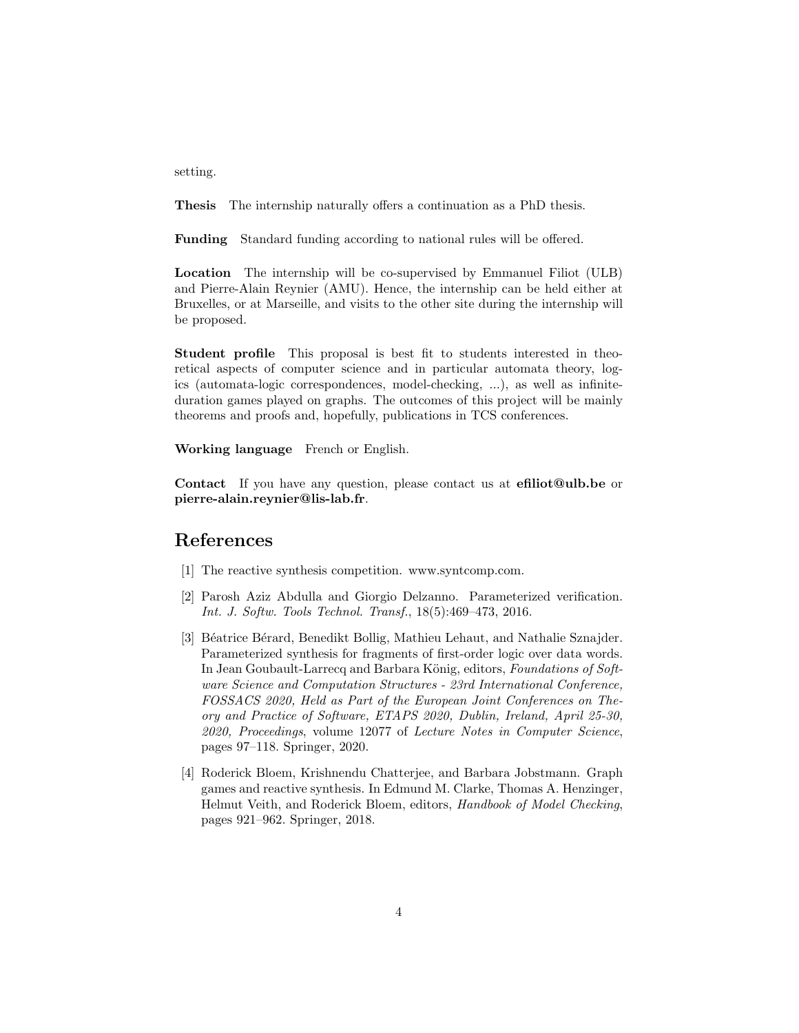setting.

**Thesis** The internship naturally offers a continuation as a PhD thesis.

**Funding** Standard funding according to national rules will be offered.

**Location** The internship will be co-supervised by Emmanuel Filiot (ULB) and Pierre-Alain Reynier (AMU). Hence, the internship can be held either at Bruxelles, or at Marseille, and visits to the other site during the internship will be proposed.

**Student profile** This proposal is best fit to students interested in theoretical aspects of computer science and in particular automata theory, logics (automata-logic correspondences, model-checking, ...), as well as infinite-duration games played on graphs. The outcomes of this project will be mainly theorems and proofs and, hopefully, publications in TCS conferences.

**Working language** French or English.

**Contact** If you have any question, please contact us at **efiliot@ulb.be** or **pierre-alain.reynier@lis-lab.fr**.

# References

[1] The reactive synthesis competition. www.syntcomp.com.

[2] Parosh Aziz Abdulla and Giorgio Delzanno. Parameterized verification. *Int. J. Softw. Tools Technol. Transf.*, 18(5):469–473, 2016.

[3] Béatrice Bérard, Benedikt Bollig, Mathieu Lehaut, and Nathalie Sznajder. Parameterized synthesis for fragments of first-order logic over data words. In Jean Goubault-Larrecq and Barbara König, editors, *Foundations of Software Science and Computation Structures - 23rd International Conference, FOSSACS 2020, Held as Part of the European Joint Conferences on Theory and Practice of Software, ETAPS 2020, Dublin, Ireland, April 25-30, 2020, Proceedings*, volume 12077 of *Lecture Notes in Computer Science*, pages 97–118. Springer, 2020.

[4] Roderick Bloem, Krishnendu Chatterjee, and Barbara Jobstmann. Graph games and reactive synthesis. In Edmund M. Clarke, Thomas A. Henzinger, Helmut Veith, and Roderick Bloem, editors, *Handbook of Model Checking*, pages 921–962. Springer, 2018.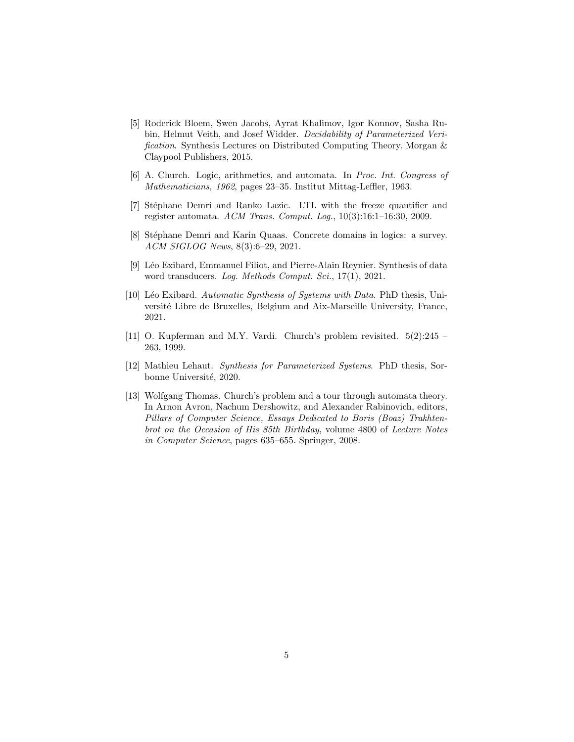[5] Roderick Bloem, Swen Jacobs, Ayrat Khalimov, Igor Konnov, Sasha Rubin, Helmut Veith, and Josef Widder. *Decidability of Parameterized Verification*. Synthesis Lectures on Distributed Computing Theory. Morgan & Claypool Publishers, 2015.

[6] A. Church. Logic, arithmetics, and automata. In *Proc. Int. Congress of Mathematicians, 1962*, pages 23–35. Institut Mittag-Leffler, 1963.

[7] Stéphane Demri and Ranko Lazic. LTL with the freeze quantifier and register automata. *ACM Trans. Comput. Log.*, 10(3):16:1–16:30, 2009.

[8] Stéphane Demri and Karin Quaas. Concrete domains in logics: a survey. *ACM SIGLOG News*, 8(3):6–29, 2021.

[9] Léo Exibard, Emmanuel Filiot, and Pierre-Alain Reynier. Synthesis of data word transducers. *Log. Methods Comput. Sci.*, 17(1), 2021.

[10] Léo Exibard. *Automatic Synthesis of Systems with Data*. PhD thesis, Université Libre de Bruxelles, Belgium and Aix-Marseille University, France, 2021.

[11] O. Kupferman and M.Y. Vardi. Church's problem revisited. 5(2):245 – 263, 1999.

[12] Mathieu Lehaut. *Synthesis for Parameterized Systems*. PhD thesis, Sorbonne Université, 2020.

[13] Wolfgang Thomas. Church's problem and a tour through automata theory. In Arnon Avron, Nachum Dershowitz, and Alexander Rabinovich, editors, *Pillars of Computer Science, Essays Dedicated to Boris (Boaz) Trakhtenbrot on the Occasion of His 85th Birthday*, volume 4800 of *Lecture Notes in Computer Science*, pages 635–655. Springer, 2008.